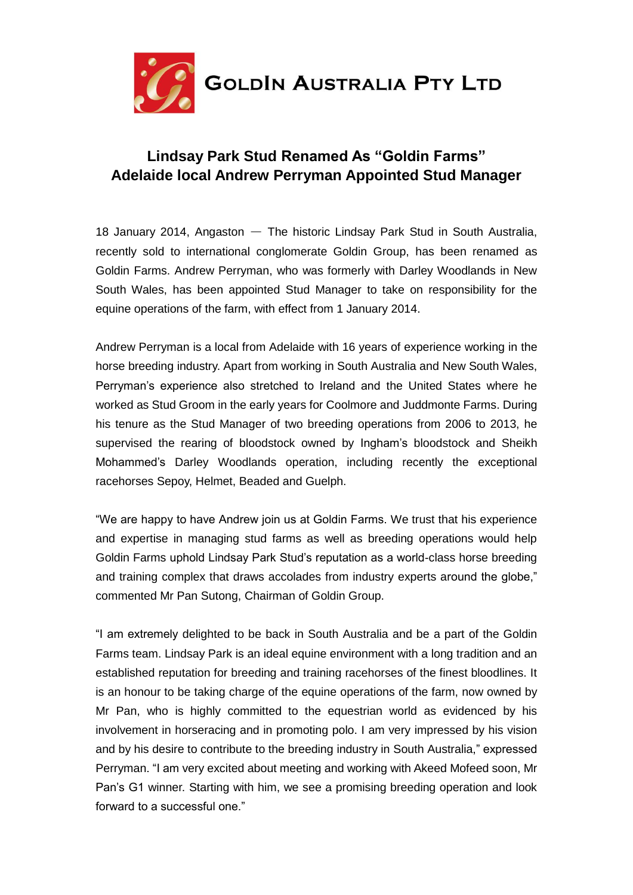**GoldIn Australia Pty Ltd**

# Lindsay Park Stud Renamed As "Goldin Farms"
# Adelaide local Andrew Perryman Appointed Stud Manager

18 January 2014, Angaston — The historic Lindsay Park Stud in South Australia, recently sold to international conglomerate Goldin Group, has been renamed as Goldin Farms. Andrew Perryman, who was formerly with Darley Woodlands in New South Wales, has been appointed Stud Manager to take on responsibility for the equine operations of the farm, with effect from 1 January 2014.

Andrew Perryman is a local from Adelaide with 16 years of experience working in the horse breeding industry. Apart from working in South Australia and New South Wales, Perryman's experience also stretched to Ireland and the United States where he worked as Stud Groom in the early years for Coolmore and Juddmonte Farms. During his tenure as the Stud Manager of two breeding operations from 2006 to 2013, he supervised the rearing of bloodstock owned by Ingham's bloodstock and Sheikh Mohammed's Darley Woodlands operation, including recently the exceptional racehorses Sepoy, Helmet, Beaded and Guelph.

"We are happy to have Andrew join us at Goldin Farms. We trust that his experience and expertise in managing stud farms as well as breeding operations would help Goldin Farms uphold Lindsay Park Stud's reputation as a world-class horse breeding and training complex that draws accolades from industry experts around the globe," commented Mr Pan Sutong, Chairman of Goldin Group.

"I am extremely delighted to be back in South Australia and be a part of the Goldin Farms team. Lindsay Park is an ideal equine environment with a long tradition and an established reputation for breeding and training racehorses of the finest bloodlines. It is an honour to be taking charge of the equine operations of the farm, now owned by Mr Pan, who is highly committed to the equestrian world as evidenced by his involvement in horseracing and in promoting polo. I am very impressed by his vision and by his desire to contribute to the breeding industry in South Australia," expressed Perryman. "I am very excited about meeting and working with Akeed Mofeed soon, Mr Pan's G1 winner. Starting with him, we see a promising breeding operation and look forward to a successful one."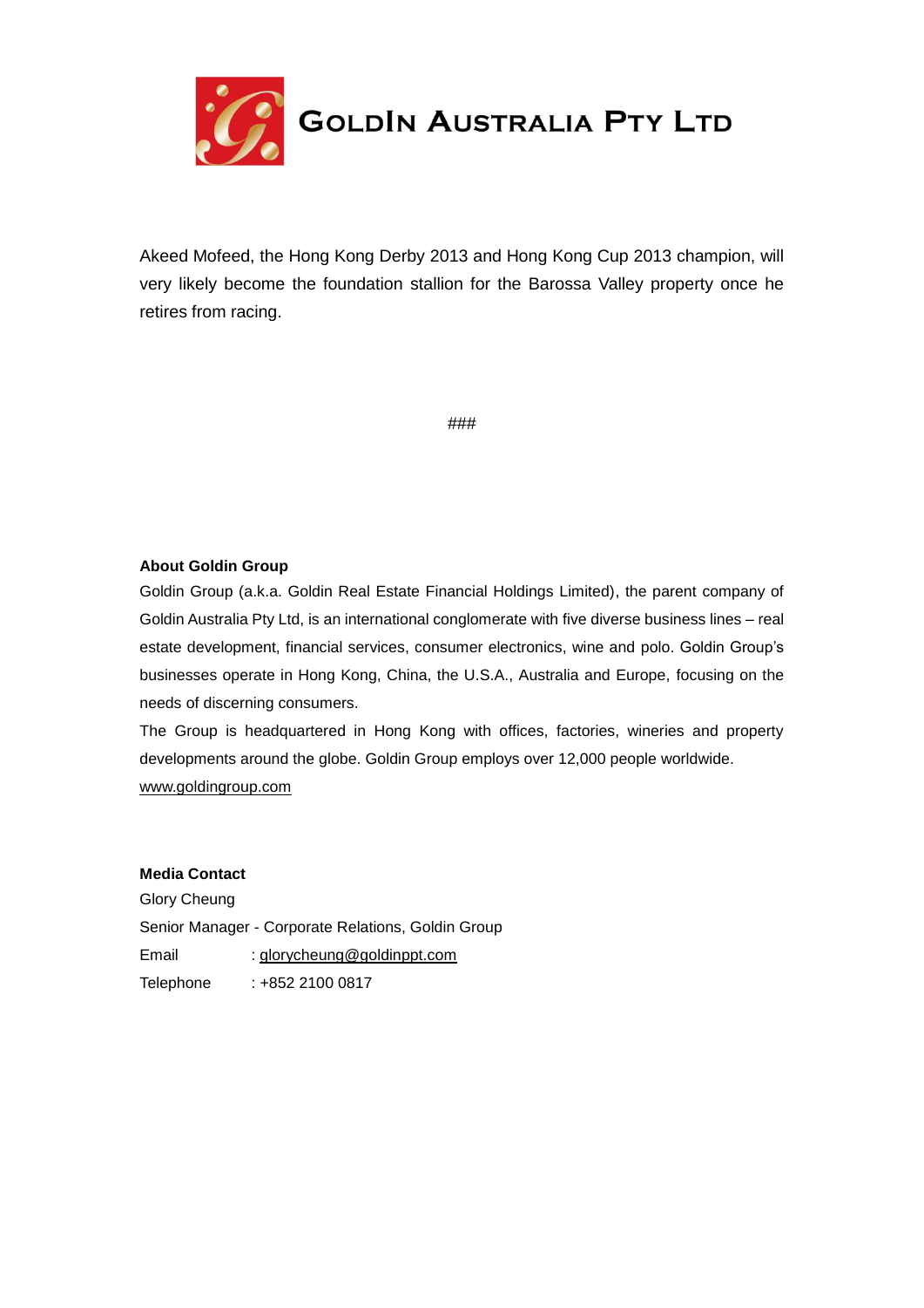# GOLDIN AUSTRALIA PTY LTD

Akeed Mofeed, the Hong Kong Derby 2013 and Hong Kong Cup 2013 champion, will very likely become the foundation stallion for the Barossa Valley property once he retires from racing.

###

**About Goldin Group**

Goldin Group (a.k.a. Goldin Real Estate Financial Holdings Limited), the parent company of Goldin Australia Pty Ltd, is an international conglomerate with five diverse business lines – real estate development, financial services, consumer electronics, wine and polo. Goldin Group's businesses operate in Hong Kong, China, the U.S.A., Australia and Europe, focusing on the needs of discerning consumers.

The Group is headquartered in Hong Kong with offices, factories, wineries and property developments around the globe. Goldin Group employs over 12,000 people worldwide.

www.goldingroup.com

**Media Contact**

Glory Cheung

Senior Manager - Corporate Relations, Goldin Group

Email : glorycheung@goldinppt.com

Telephone : +852 2100 0817